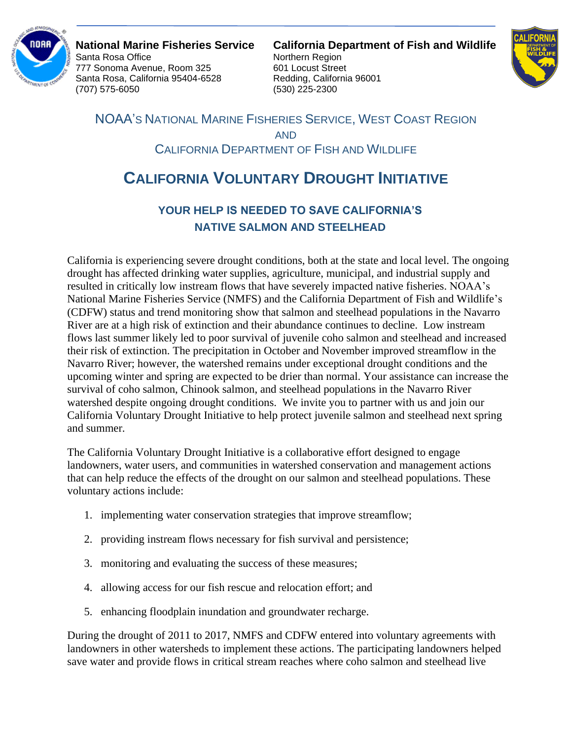**National Marine Fisheries Service**
Santa Rosa Office
777 Sonoma Avenue, Room 325
Santa Rosa, California 95404-6528
(707) 575-6050

**California Department of Fish and Wildlife**
Northern Region
601 Locust Street
Redding, California 96001
(530) 225-2300

NOAA'S NATIONAL MARINE FISHERIES SERVICE, WEST COAST REGION
AND
CALIFORNIA DEPARTMENT OF FISH AND WILDLIFE

# CALIFORNIA VOLUNTARY DROUGHT INITIATIVE

## YOUR HELP IS NEEDED TO SAVE CALIFORNIA'S NATIVE SALMON AND STEELHEAD

California is experiencing severe drought conditions, both at the state and local level. The ongoing drought has affected drinking water supplies, agriculture, municipal, and industrial supply and resulted in critically low instream flows that have severely impacted native fisheries. NOAA's National Marine Fisheries Service (NMFS) and the California Department of Fish and Wildlife's (CDFW) status and trend monitoring show that salmon and steelhead populations in the Navarro River are at a high risk of extinction and their abundance continues to decline. Low instream flows last summer likely led to poor survival of juvenile coho salmon and steelhead and increased their risk of extinction. The precipitation in October and November improved streamflow in the Navarro River; however, the watershed remains under exceptional drought conditions and the upcoming winter and spring are expected to be drier than normal. Your assistance can increase the survival of coho salmon, Chinook salmon, and steelhead populations in the Navarro River watershed despite ongoing drought conditions. We invite you to partner with us and join our California Voluntary Drought Initiative to help protect juvenile salmon and steelhead next spring and summer.

The California Voluntary Drought Initiative is a collaborative effort designed to engage landowners, water users, and communities in watershed conservation and management actions that can help reduce the effects of the drought on our salmon and steelhead populations. These voluntary actions include:

1. implementing water conservation strategies that improve streamflow;
2. providing instream flows necessary for fish survival and persistence;
3. monitoring and evaluating the success of these measures;
4. allowing access for our fish rescue and relocation effort; and
5. enhancing floodplain inundation and groundwater recharge.

During the drought of 2011 to 2017, NMFS and CDFW entered into voluntary agreements with landowners in other watersheds to implement these actions. The participating landowners helped save water and provide flows in critical stream reaches where coho salmon and steelhead live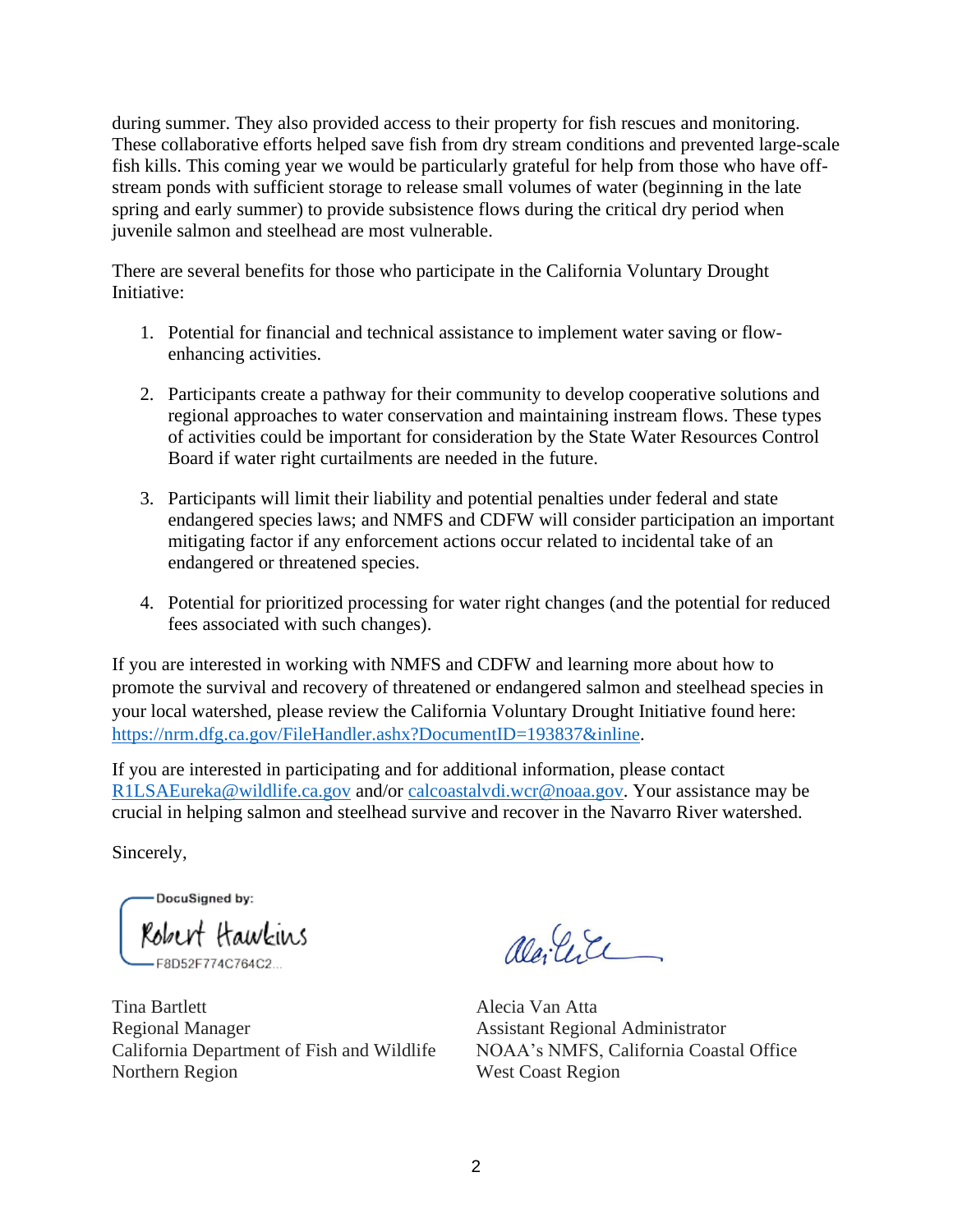during summer. They also provided access to their property for fish rescues and monitoring. These collaborative efforts helped save fish from dry stream conditions and prevented large-scale fish kills. This coming year we would be particularly grateful for help from those who have off-stream ponds with sufficient storage to release small volumes of water (beginning in the late spring and early summer) to provide subsistence flows during the critical dry period when juvenile salmon and steelhead are most vulnerable.

There are several benefits for those who participate in the California Voluntary Drought Initiative:

1. Potential for financial and technical assistance to implement water saving or flow-enhancing activities.

2. Participants create a pathway for their community to develop cooperative solutions and regional approaches to water conservation and maintaining instream flows. These types of activities could be important for consideration by the State Water Resources Control Board if water right curtailments are needed in the future.

3. Participants will limit their liability and potential penalties under federal and state endangered species laws; and NMFS and CDFW will consider participation an important mitigating factor if any enforcement actions occur related to incidental take of an endangered or threatened species.

4. Potential for prioritized processing for water right changes (and the potential for reduced fees associated with such changes).

If you are interested in working with NMFS and CDFW and learning more about how to promote the survival and recovery of threatened or endangered salmon and steelhead species in your local watershed, please review the California Voluntary Drought Initiative found here: https://nrm.dfg.ca.gov/FileHandler.ashx?DocumentID=193837&inline.

If you are interested in participating and for additional information, please contact R1LSAEureka@wildlife.ca.gov and/or calcoastalvdi.wcr@noaa.gov. Your assistance may be crucial in helping salmon and steelhead survive and recover in the Navarro River watershed.

Sincerely,

DocuSigned by:
Robert Hawkins
F8D52F774C764C2...

Tina Bartlett
Regional Manager
California Department of Fish and Wildlife
Northern Region

Alecia Van Atta
Assistant Regional Administrator
NOAA's NMFS, California Coastal Office
West Coast Region